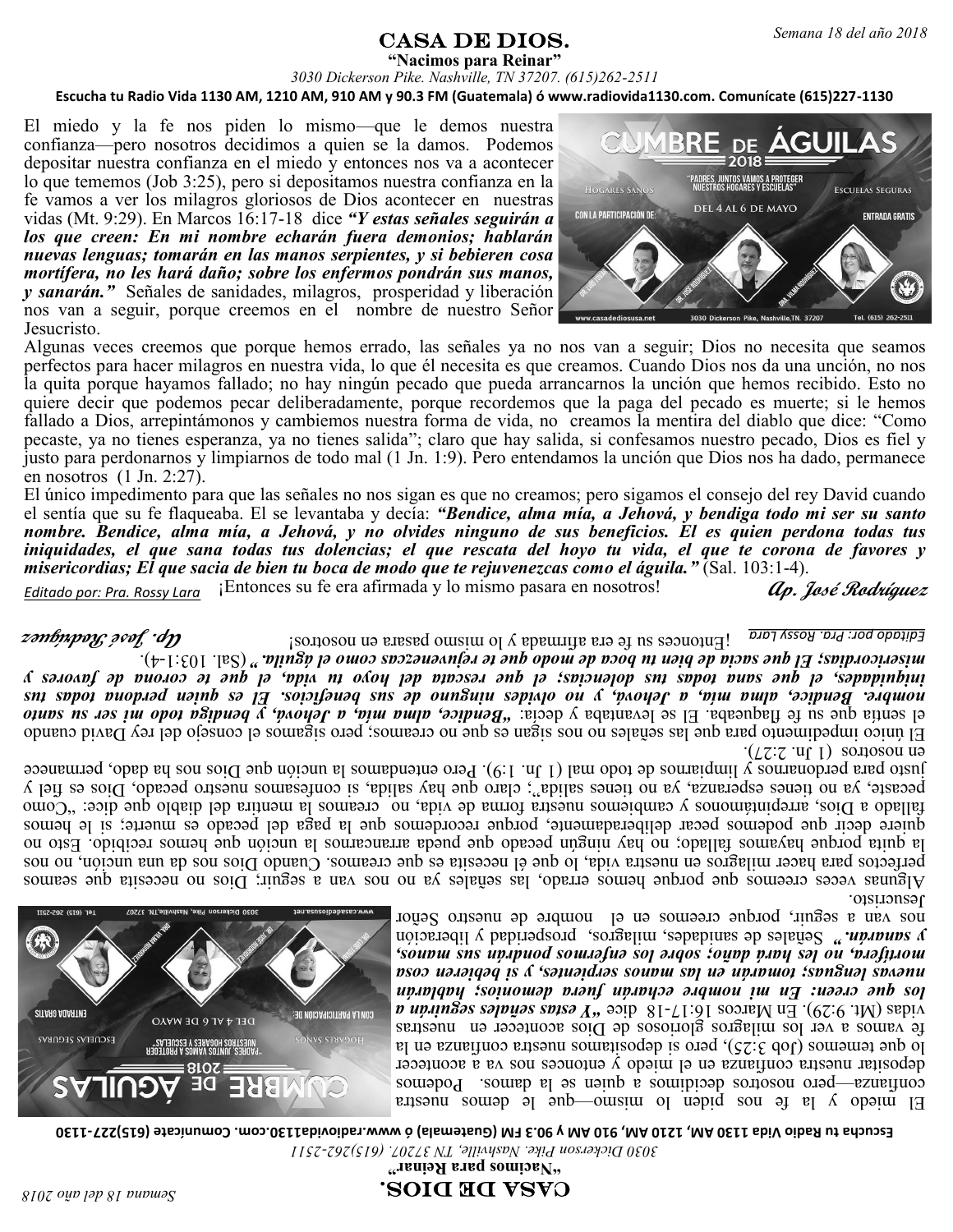Semana 18 del año 2018

# CASA DE DIOS.

**"Nacimos para Reinar"**

*3030 Dickerson Pike. Nashville, TN 37207. (615)262-2511*

**Escucha tu Radio Vida 1130 AM, 1210 AM, 910 AM y 90.3 FM (Guatemala) ó www.radiovida1130.com. Comunícate (615)227-1130**

El miedo y la fe nos piden lo mismo—que le demos nuestra confianza—pero nosotros decidimos a quien se la damos. Podemos depositar nuestra confianza en el miedo y entonces nos va a acontecer lo que tememos (Job 3:25), pero si depositamos nuestra confianza en la fe vamos a ver los milagros gloriosos de Dios acontecer en nuestras vidas (Mt. 9:29). En Marcos 16:17-18 dice ***"Y estas señales seguirán a los que creen: En mi nombre echarán fuera demonios; hablarán nuevas lenguas; tomarán en las manos serpientes, y si bebieren cosa mortífera, no les hará daño; sobre los enfermos pondrán sus manos, y sanarán."*** Señales de sanidades, milagros, prosperidad y liberación nos van a seguir, porque creemos en el nombre de nuestro Señor Jesucristo.

Algunas veces creemos que porque hemos errado, las señales ya no nos van a seguir; Dios no necesita que seamos perfectos para hacer milagros en nuestra vida, lo que él necesita es que creamos. Cuando Dios nos da una unción, no nos la quita porque hayamos fallado; no hay ningún pecado que pueda arrancarnos la unción que hemos recibido. Esto no quiere decir que podemos pecar deliberadamente, porque recordemos que la paga del pecado es muerte; si le hemos fallado a Dios, arrepintámonos y cambiemos nuestra forma de vida, no creamos la mentira del diablo que dice: "Como pecaste, ya no tienes esperanza, ya no tienes salida"; claro que hay salida, si confesamos nuestro pecado, Dios es fiel y justo para perdonarnos y limpiarnos de todo mal (1 Jn. 1:9). Pero entendamos la unción que Dios nos ha dado, permanece en nosotros (1 Jn. 2:27).

El único impedimento para que las señales no nos sigan es que no creamos; pero sigamos el consejo del rey David cuando el sentía que su fe flaqueaba. El se levantaba y decía: ***"Bendice, alma mía, a Jehová, y bendiga todo mi ser su santo nombre. Bendice, alma mía, a Jehová, y no olvides ninguno de sus beneficios. El es quien perdona todas tus iniquidades, el que sana todas tus dolencias; el que rescata del hoyo tu vida, el que te corona de favores y misericordias; El que sacia de bien tu boca de modo que te rejuvenezcas como el águila."*** (Sal. 103:1-4).

¡Entonces su fe era afirmada y lo mismo pasara en nosotros!

*Editado por: Pra. Rossy Lara*

*Ap. José Rodríguez*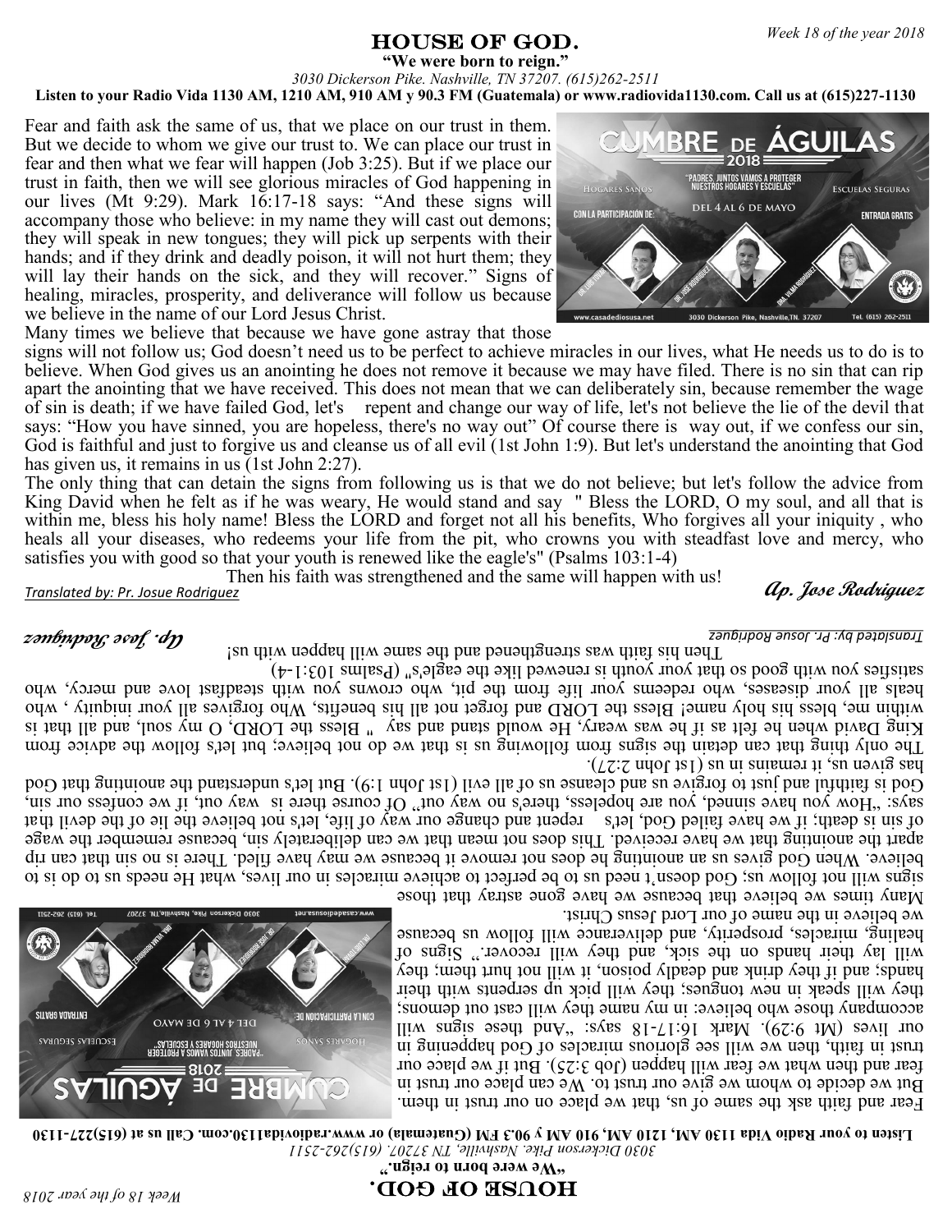# HOUSE OF GOD.

**"We were born to reign."**

*3030 Dickerson Pike. Nashville, TN 37207. (615)262-2511*

**Listen to your Radio Vida 1130 AM, 1210 AM, 910 AM y 90.3 FM (Guatemala) or www.radiovida1130.com. Call us at (615)227-1130**

*Week 18 of the year 2018*

Fear and faith ask the same of us, that we place on our trust in them. But we decide to whom we give our trust to. We can place our trust in fear and then what we fear will happen (Job 3:25). But if we place our trust in faith, then we will see glorious miracles of God happening in our lives (Mt 9:29). Mark 16:17-18 says: "And these signs will accompany those who believe: in my name they will cast out demons; they will speak in new tongues; they will pick up serpents with their hands; and if they drink and deadly poison, it will not hurt them; they will lay their hands on the sick, and they will recover." Signs of healing, miracles, prosperity, and deliverance will follow us because we believe in the name of our Lord Jesus Christ.

Many times we believe that because we have gone astray that those signs will not follow us; God doesn't need us to be perfect to achieve miracles in our lives, what He needs us to do is to believe. When God gives us an anointing he does not remove it because we may have filed. There is no sin that can rip apart the anointing that we have received. This does not mean that we can deliberately sin, because remember the wage of sin is death; if we have failed God, let's repent and change our way of life, let's not believe the lie of the devil that says: "How you have sinned, you are hopeless, there's no way out" Of course there is way out, if we confess our sin, God is faithful and just to forgive us and cleanse us of all evil (1st John 1:9). But let's understand the anointing that God has given us, it remains in us (1st John 2:27).

The only thing that can detain the signs from following us is that we do not believe; but let's follow the advice from King David when he felt as if he was weary, He would stand and say " Bless the LORD, O my soul, and all that is within me, bless his holy name! Bless the LORD and forget not all his benefits, Who forgives all your iniquity , who heals all your diseases, who redeems your life from the pit, who crowns you with steadfast love and mercy, who satisfies you with good so that your youth is renewed like the eagle's" (Psalms 103:1-4)

Then his faith was strengthened and the same will happen with us!

*Translated by: Pr. Josue Rodriguez*

*Ap. Jose Rodriguez*